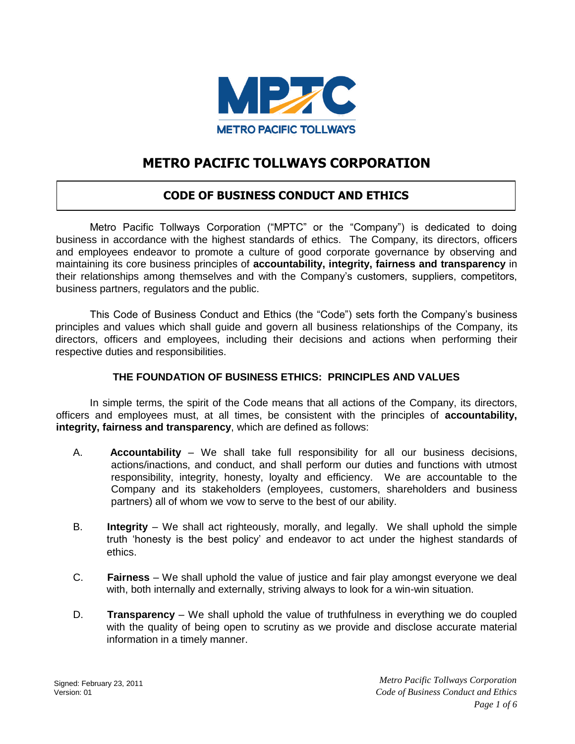# METRO PACIFIC TOLLWAYS CORPORATION

## CODE OF BUSINESS CONDUCT AND ETHICS

Metro Pacific Tollways Corporation ("MPTC" or the "Company") is dedicated to doing business in accordance with the highest standards of ethics. The Company, its directors, officers and employees endeavor to promote a culture of good corporate governance by observing and maintaining its core business principles of **accountability, integrity, fairness and transparency** in their relationships among themselves and with the Company's customers, suppliers, competitors, business partners, regulators and the public.

This Code of Business Conduct and Ethics (the "Code") sets forth the Company's business principles and values which shall guide and govern all business relationships of the Company, its directors, officers and employees, including their decisions and actions when performing their respective duties and responsibilities.

### THE FOUNDATION OF BUSINESS ETHICS: PRINCIPLES AND VALUES

In simple terms, the spirit of the Code means that all actions of the Company, its directors, officers and employees must, at all times, be consistent with the principles of **accountability, integrity, fairness and transparency**, which are defined as follows:

A. **Accountability** – We shall take full responsibility for all our business decisions, actions/inactions, and conduct, and shall perform our duties and functions with utmost responsibility, integrity, honesty, loyalty and efficiency. We are accountable to the Company and its stakeholders (employees, customers, shareholders and business partners) all of whom we vow to serve to the best of our ability.

B. **Integrity** – We shall act righteously, morally, and legally. We shall uphold the simple truth 'honesty is the best policy' and endeavor to act under the highest standards of ethics.

C. **Fairness** – We shall uphold the value of justice and fair play amongst everyone we deal with, both internally and externally, striving always to look for a win-win situation.

D. **Transparency** – We shall uphold the value of truthfulness in everything we do coupled with the quality of being open to scrutiny as we provide and disclose accurate material information in a timely manner.

Signed: February 23, 2011
Version: 01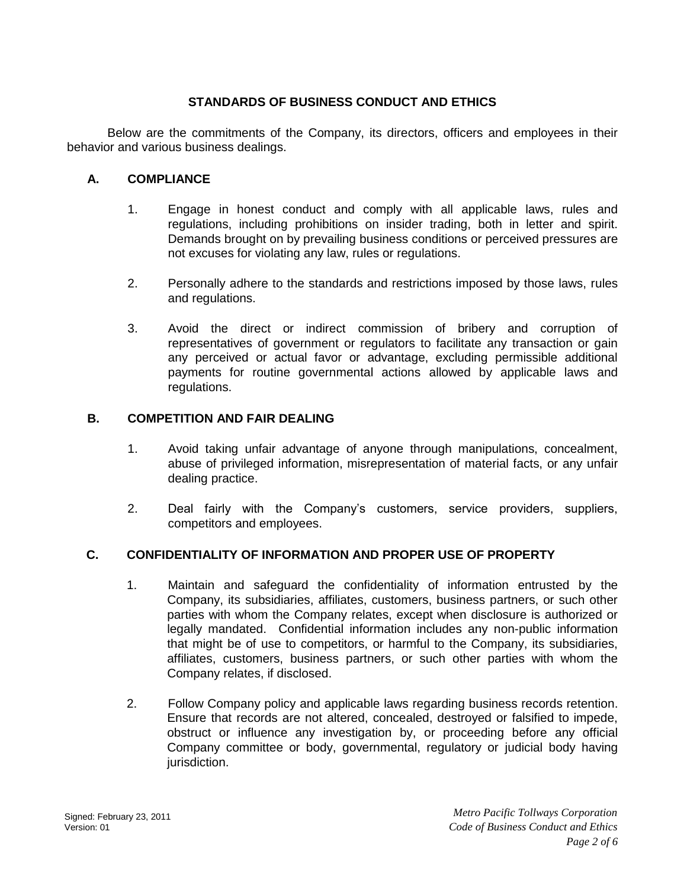## STANDARDS OF BUSINESS CONDUCT AND ETHICS

Below are the commitments of the Company, its directors, officers and employees in their behavior and various business dealings.

### A. COMPLIANCE

1. Engage in honest conduct and comply with all applicable laws, rules and regulations, including prohibitions on insider trading, both in letter and spirit. Demands brought on by prevailing business conditions or perceived pressures are not excuses for violating any law, rules or regulations.

2. Personally adhere to the standards and restrictions imposed by those laws, rules and regulations.

3. Avoid the direct or indirect commission of bribery and corruption of representatives of government or regulators to facilitate any transaction or gain any perceived or actual favor or advantage, excluding permissible additional payments for routine governmental actions allowed by applicable laws and regulations.

### B. COMPETITION AND FAIR DEALING

1. Avoid taking unfair advantage of anyone through manipulations, concealment, abuse of privileged information, misrepresentation of material facts, or any unfair dealing practice.

2. Deal fairly with the Company's customers, service providers, suppliers, competitors and employees.

### C. CONFIDENTIALITY OF INFORMATION AND PROPER USE OF PROPERTY

1. Maintain and safeguard the confidentiality of information entrusted by the Company, its subsidiaries, affiliates, customers, business partners, or such other parties with whom the Company relates, except when disclosure is authorized or legally mandated. Confidential information includes any non-public information that might be of use to competitors, or harmful to the Company, its subsidiaries, affiliates, customers, business partners, or such other parties with whom the Company relates, if disclosed.

2. Follow Company policy and applicable laws regarding business records retention. Ensure that records are not altered, concealed, destroyed or falsified to impede, obstruct or influence any investigation by, or proceeding before any official Company committee or body, governmental, regulatory or judicial body having jurisdiction.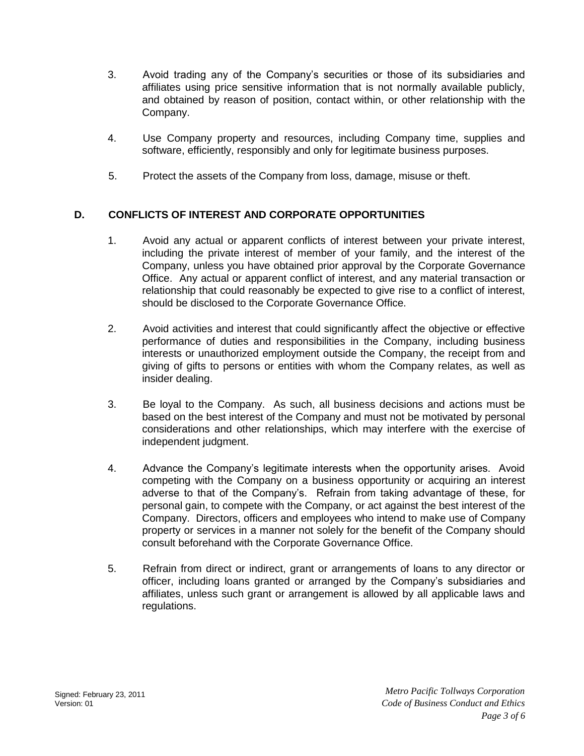3. Avoid trading any of the Company's securities or those of its subsidiaries and affiliates using price sensitive information that is not normally available publicly, and obtained by reason of position, contact within, or other relationship with the Company.

4. Use Company property and resources, including Company time, supplies and software, efficiently, responsibly and only for legitimate business purposes.

5. Protect the assets of the Company from loss, damage, misuse or theft.

## D. CONFLICTS OF INTEREST AND CORPORATE OPPORTUNITIES

1. Avoid any actual or apparent conflicts of interest between your private interest, including the private interest of member of your family, and the interest of the Company, unless you have obtained prior approval by the Corporate Governance Office. Any actual or apparent conflict of interest, and any material transaction or relationship that could reasonably be expected to give rise to a conflict of interest, should be disclosed to the Corporate Governance Office.

2. Avoid activities and interest that could significantly affect the objective or effective performance of duties and responsibilities in the Company, including business interests or unauthorized employment outside the Company, the receipt from and giving of gifts to persons or entities with whom the Company relates, as well as insider dealing.

3. Be loyal to the Company. As such, all business decisions and actions must be based on the best interest of the Company and must not be motivated by personal considerations and other relationships, which may interfere with the exercise of independent judgment.

4. Advance the Company's legitimate interests when the opportunity arises. Avoid competing with the Company on a business opportunity or acquiring an interest adverse to that of the Company's. Refrain from taking advantage of these, for personal gain, to compete with the Company, or act against the best interest of the Company. Directors, officers and employees who intend to make use of Company property or services in a manner not solely for the benefit of the Company should consult beforehand with the Corporate Governance Office.

5. Refrain from direct or indirect, grant or arrangements of loans to any director or officer, including loans granted or arranged by the Company's subsidiaries and affiliates, unless such grant or arrangement is allowed by all applicable laws and regulations.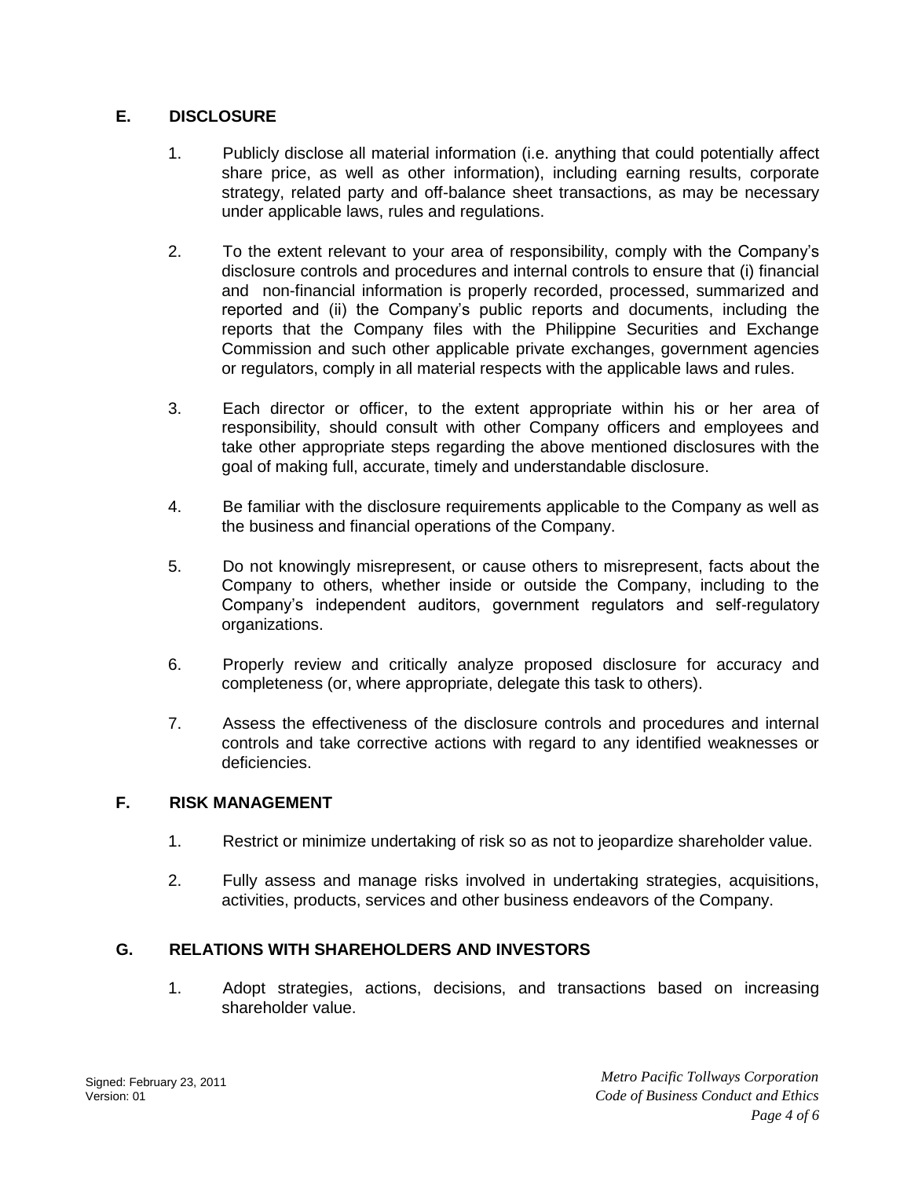## E. DISCLOSURE

1. Publicly disclose all material information (i.e. anything that could potentially affect share price, as well as other information), including earning results, corporate strategy, related party and off-balance sheet transactions, as may be necessary under applicable laws, rules and regulations.

2. To the extent relevant to your area of responsibility, comply with the Company's disclosure controls and procedures and internal controls to ensure that (i) financial and non-financial information is properly recorded, processed, summarized and reported and (ii) the Company's public reports and documents, including the reports that the Company files with the Philippine Securities and Exchange Commission and such other applicable private exchanges, government agencies or regulators, comply in all material respects with the applicable laws and rules.

3. Each director or officer, to the extent appropriate within his or her area of responsibility, should consult with other Company officers and employees and take other appropriate steps regarding the above mentioned disclosures with the goal of making full, accurate, timely and understandable disclosure.

4. Be familiar with the disclosure requirements applicable to the Company as well as the business and financial operations of the Company.

5. Do not knowingly misrepresent, or cause others to misrepresent, facts about the Company to others, whether inside or outside the Company, including to the Company's independent auditors, government regulators and self-regulatory organizations.

6. Properly review and critically analyze proposed disclosure for accuracy and completeness (or, where appropriate, delegate this task to others).

7. Assess the effectiveness of the disclosure controls and procedures and internal controls and take corrective actions with regard to any identified weaknesses or deficiencies.

## F. RISK MANAGEMENT

1. Restrict or minimize undertaking of risk so as not to jeopardize shareholder value.

2. Fully assess and manage risks involved in undertaking strategies, acquisitions, activities, products, services and other business endeavors of the Company.

## G. RELATIONS WITH SHAREHOLDERS AND INVESTORS

1. Adopt strategies, actions, decisions, and transactions based on increasing shareholder value.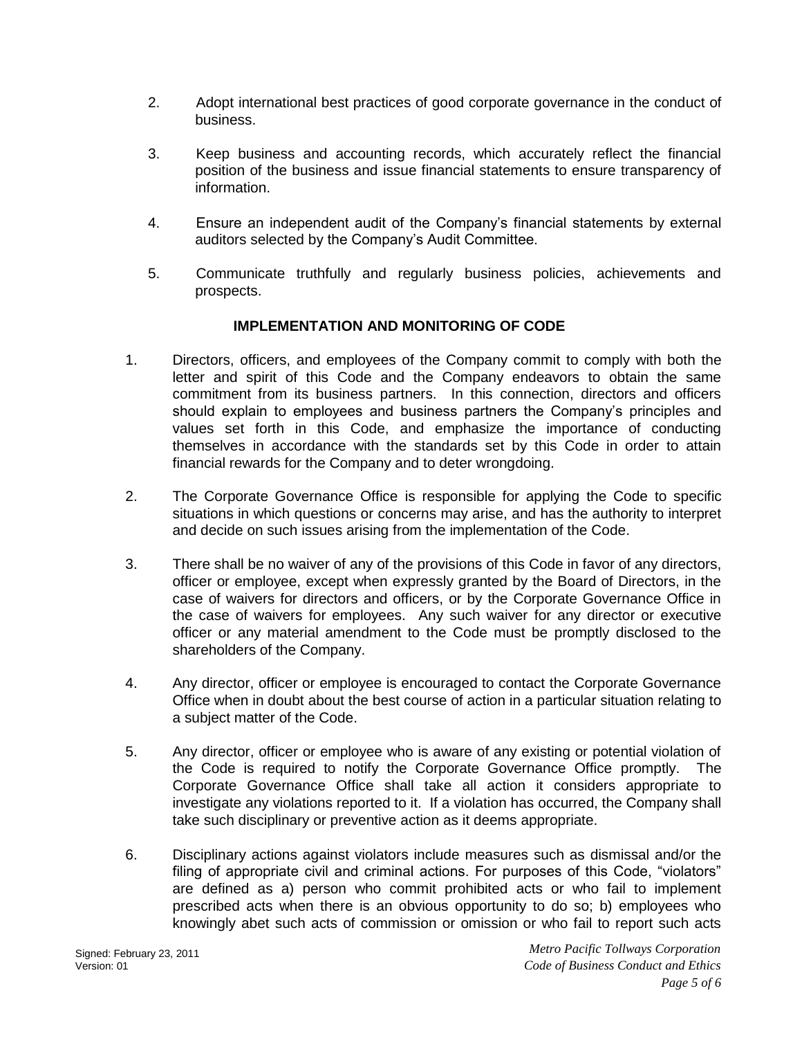2. Adopt international best practices of good corporate governance in the conduct of business.

3. Keep business and accounting records, which accurately reflect the financial position of the business and issue financial statements to ensure transparency of information.

4. Ensure an independent audit of the Company's financial statements by external auditors selected by the Company's Audit Committee.

5. Communicate truthfully and regularly business policies, achievements and prospects.

## IMPLEMENTATION AND MONITORING OF CODE

1. Directors, officers, and employees of the Company commit to comply with both the letter and spirit of this Code and the Company endeavors to obtain the same commitment from its business partners. In this connection, directors and officers should explain to employees and business partners the Company's principles and values set forth in this Code, and emphasize the importance of conducting themselves in accordance with the standards set by this Code in order to attain financial rewards for the Company and to deter wrongdoing.

2. The Corporate Governance Office is responsible for applying the Code to specific situations in which questions or concerns may arise, and has the authority to interpret and decide on such issues arising from the implementation of the Code.

3. There shall be no waiver of any of the provisions of this Code in favor of any directors, officer or employee, except when expressly granted by the Board of Directors, in the case of waivers for directors and officers, or by the Corporate Governance Office in the case of waivers for employees. Any such waiver for any director or executive officer or any material amendment to the Code must be promptly disclosed to the shareholders of the Company.

4. Any director, officer or employee is encouraged to contact the Corporate Governance Office when in doubt about the best course of action in a particular situation relating to a subject matter of the Code.

5. Any director, officer or employee who is aware of any existing or potential violation of the Code is required to notify the Corporate Governance Office promptly. The Corporate Governance Office shall take all action it considers appropriate to investigate any violations reported to it. If a violation has occurred, the Company shall take such disciplinary or preventive action as it deems appropriate.

6. Disciplinary actions against violators include measures such as dismissal and/or the filing of appropriate civil and criminal actions. For purposes of this Code, "violators" are defined as a) person who commit prohibited acts or who fail to implement prescribed acts when there is an obvious opportunity to do so; b) employees who knowingly abet such acts of commission or omission or who fail to report such acts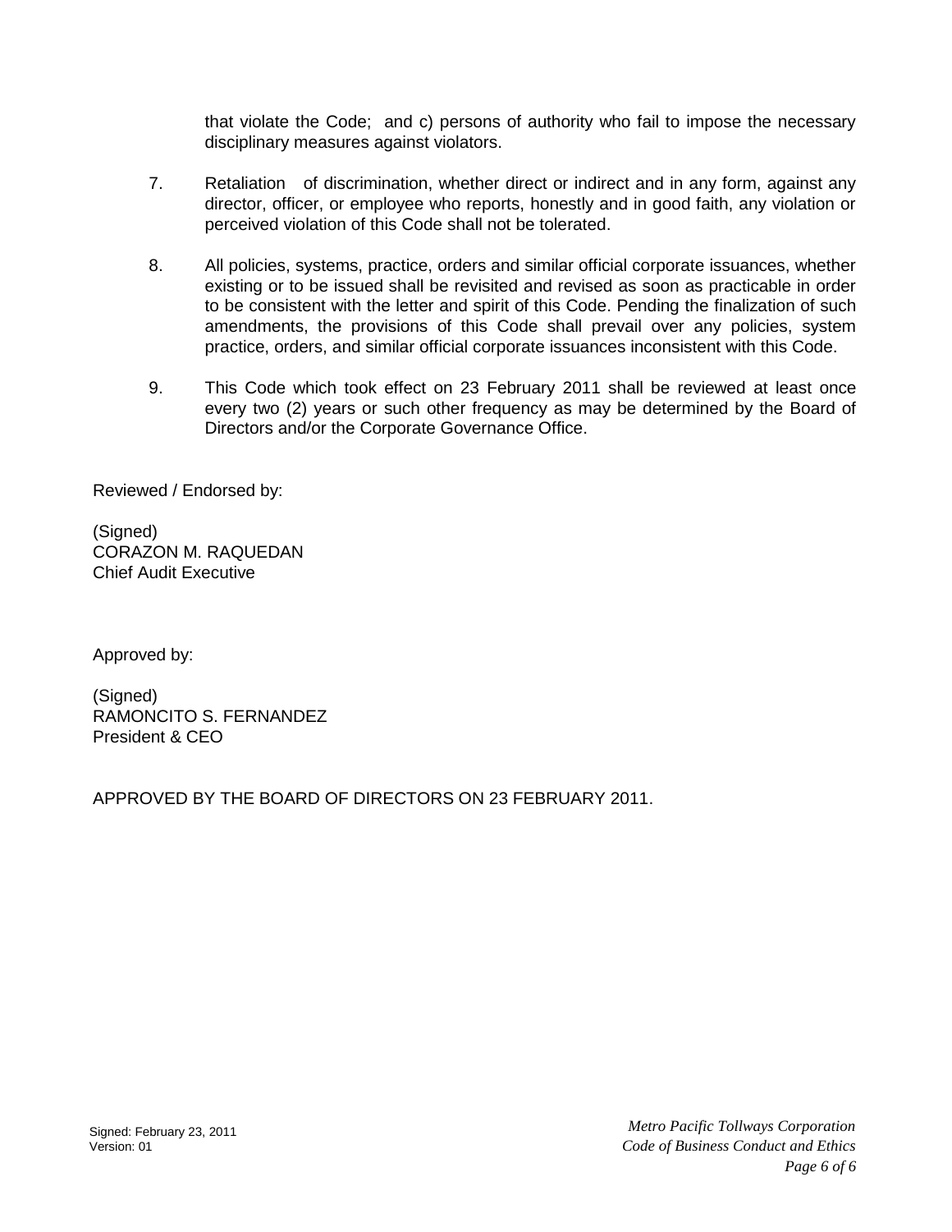that violate the Code;  and c) persons of authority who fail to impose the necessary disciplinary measures against violators.

7. Retaliation  of discrimination, whether direct or indirect and in any form, against any director, officer, or employee who reports, honestly and in good faith, any violation or perceived violation of this Code shall not be tolerated.

8. All policies, systems, practice, orders and similar official corporate issuances, whether existing or to be issued shall be revisited and revised as soon as practicable in order to be consistent with the letter and spirit of this Code. Pending the finalization of such amendments, the provisions of this Code shall prevail over any policies, system practice, orders, and similar official corporate issuances inconsistent with this Code.

9. This Code which took effect on 23 February 2011 shall be reviewed at least once every two (2) years or such other frequency as may be determined by the Board of Directors and/or the Corporate Governance Office.

Reviewed / Endorsed by:

(Signed)
CORAZON M. RAQUEDAN
Chief Audit Executive

Approved by:

(Signed)
RAMONCITO S. FERNANDEZ
President & CEO

APPROVED BY THE BOARD OF DIRECTORS ON 23 FEBRUARY 2011.